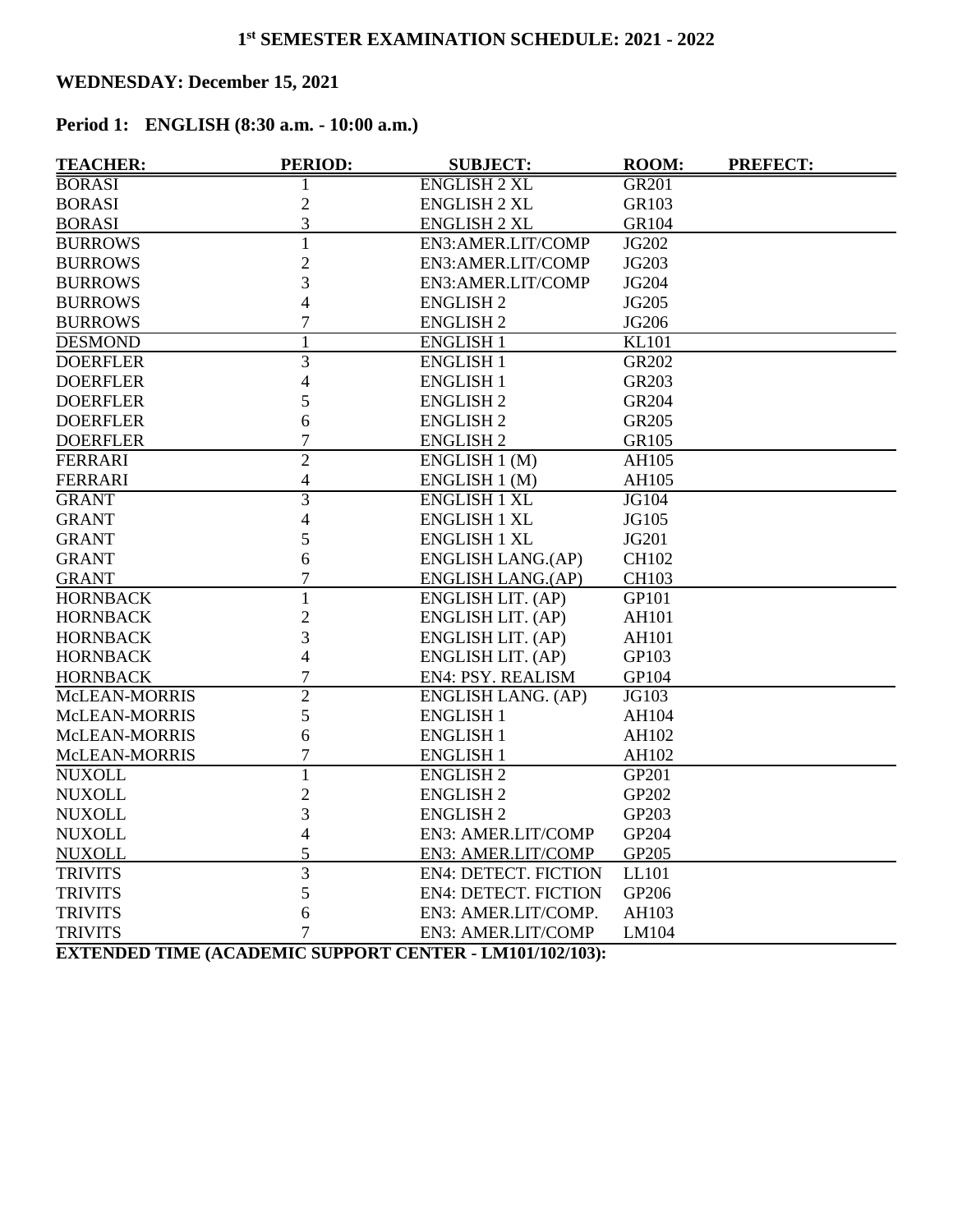# 1st SEMESTER EXAMINATION SCHEDULE: 2021 - 2022

## WEDNESDAY: December 15, 2021

### Period 1: ENGLISH (8:30 a.m. - 10:00 a.m.)

| TEACHER: | PERIOD: | SUBJECT: | ROOM: | PREFECT: |
|---|---|---|---|---|
| BORASI | 1 | ENGLISH 2 XL | GR201 | |
| BORASI | 2 | ENGLISH 2 XL | GR103 | |
| BORASI | 3 | ENGLISH 2 XL | GR104 | |
| BURROWS | 1 | EN3:AMER.LIT/COMP | JG202 | |
| BURROWS | 2 | EN3:AMER.LIT/COMP | JG203 | |
| BURROWS | 3 | EN3:AMER.LIT/COMP | JG204 | |
| BURROWS | 4 | ENGLISH 2 | JG205 | |
| BURROWS | 7 | ENGLISH 2 | JG206 | |
| DESMOND | 1 | ENGLISH 1 | KL101 | |
| DOERFLER | 3 | ENGLISH 1 | GR202 | |
| DOERFLER | 4 | ENGLISH 1 | GR203 | |
| DOERFLER | 5 | ENGLISH 2 | GR204 | |
| DOERFLER | 6 | ENGLISH 2 | GR205 | |
| DOERFLER | 7 | ENGLISH 2 | GR105 | |
| FERRARI | 2 | ENGLISH 1 (M) | AH105 | |
| FERRARI | 4 | ENGLISH 1 (M) | AH105 | |
| GRANT | 3 | ENGLISH 1 XL | JG104 | |
| GRANT | 4 | ENGLISH 1 XL | JG105 | |
| GRANT | 5 | ENGLISH 1 XL | JG201 | |
| GRANT | 6 | ENGLISH LANG.(AP) | CH102 | |
| GRANT | 7 | ENGLISH LANG.(AP) | CH103 | |
| HORNBACK | 1 | ENGLISH LIT. (AP) | GP101 | |
| HORNBACK | 2 | ENGLISH LIT. (AP) | AH101 | |
| HORNBACK | 3 | ENGLISH LIT. (AP) | AH101 | |
| HORNBACK | 4 | ENGLISH LIT. (AP) | GP103 | |
| HORNBACK | 7 | EN4: PSY. REALISM | GP104 | |
| McLEAN-MORRIS | 2 | ENGLISH LANG. (AP) | JG103 | |
| McLEAN-MORRIS | 5 | ENGLISH 1 | AH104 | |
| McLEAN-MORRIS | 6 | ENGLISH 1 | AH102 | |
| McLEAN-MORRIS | 7 | ENGLISH 1 | AH102 | |
| NUXOLL | 1 | ENGLISH 2 | GP201 | |
| NUXOLL | 2 | ENGLISH 2 | GP202 | |
| NUXOLL | 3 | ENGLISH 2 | GP203 | |
| NUXOLL | 4 | EN3: AMER.LIT/COMP | GP204 | |
| NUXOLL | 5 | EN3: AMER.LIT/COMP | GP205 | |
| TRIVITS | 3 | EN4: DETECT. FICTION | LL101 | |
| TRIVITS | 5 | EN4: DETECT. FICTION | GP206 | |
| TRIVITS | 6 | EN3: AMER.LIT/COMP. | AH103 | |
| TRIVITS | 7 | EN3: AMER.LIT/COMP | LM104 | |

**EXTENDED TIME (ACADEMIC SUPPORT CENTER - LM101/102/103):**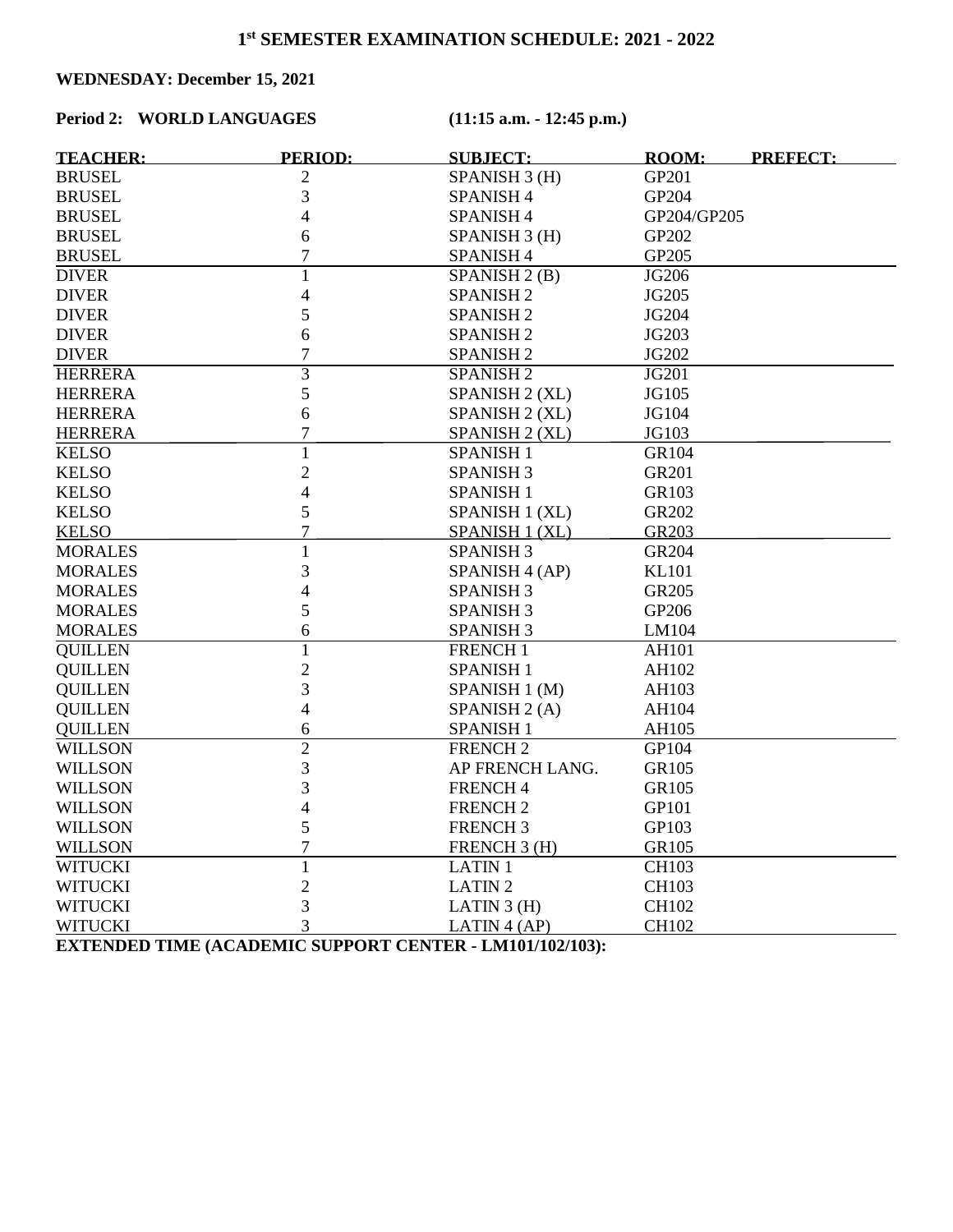## 1st SEMESTER EXAMINATION SCHEDULE: 2021 - 2022

**WEDNESDAY: December 15, 2021**

**Period 2: WORLD LANGUAGES (11:15 a.m. - 12:45 p.m.)**

| TEACHER: | PERIOD: | SUBJECT: | ROOM: | PREFECT: |
|---|---|---|---|---|
| BRUSEL | 2 | SPANISH 3 (H) | GP201 | |
| BRUSEL | 3 | SPANISH 4 | GP204 | |
| BRUSEL | 4 | SPANISH 4 | GP204/GP205 | |
| BRUSEL | 6 | SPANISH 3 (H) | GP202 | |
| BRUSEL | 7 | SPANISH 4 | GP205 | |
| DIVER | 1 | SPANISH 2 (B) | JG206 | |
| DIVER | 4 | SPANISH 2 | JG205 | |
| DIVER | 5 | SPANISH 2 | JG204 | |
| DIVER | 6 | SPANISH 2 | JG203 | |
| DIVER | 7 | SPANISH 2 | JG202 | |
| HERRERA | 3 | SPANISH 2 | JG201 | |
| HERRERA | 5 | SPANISH 2 (XL) | JG105 | |
| HERRERA | 6 | SPANISH 2 (XL) | JG104 | |
| HERRERA | 7 | SPANISH 2 (XL) | JG103 | |
| KELSO | 1 | SPANISH 1 | GR104 | |
| KELSO | 2 | SPANISH 3 | GR201 | |
| KELSO | 4 | SPANISH 1 | GR103 | |
| KELSO | 5 | SPANISH 1 (XL) | GR202 | |
| KELSO | 7 | SPANISH 1 (XL) | GR203 | |
| MORALES | 1 | SPANISH 3 | GR204 | |
| MORALES | 3 | SPANISH 4 (AP) | KL101 | |
| MORALES | 4 | SPANISH 3 | GR205 | |
| MORALES | 5 | SPANISH 3 | GP206 | |
| MORALES | 6 | SPANISH 3 | LM104 | |
| QUILLEN | 1 | FRENCH 1 | AH101 | |
| QUILLEN | 2 | SPANISH 1 | AH102 | |
| QUILLEN | 3 | SPANISH 1 (M) | AH103 | |
| QUILLEN | 4 | SPANISH 2 (A) | AH104 | |
| QUILLEN | 6 | SPANISH 1 | AH105 | |
| WILLSON | 2 | FRENCH 2 | GP104 | |
| WILLSON | 3 | AP FRENCH LANG. | GR105 | |
| WILLSON | 3 | FRENCH 4 | GR105 | |
| WILLSON | 4 | FRENCH 2 | GP101 | |
| WILLSON | 5 | FRENCH 3 | GP103 | |
| WILLSON | 7 | FRENCH 3 (H) | GR105 | |
| WITUCKI | 1 | LATIN 1 | CH103 | |
| WITUCKI | 2 | LATIN 2 | CH103 | |
| WITUCKI | 3 | LATIN 3 (H) | CH102 | |
| WITUCKI | 3 | LATIN 4 (AP) | CH102 | |

**EXTENDED TIME (ACADEMIC SUPPORT CENTER - LM101/102/103):**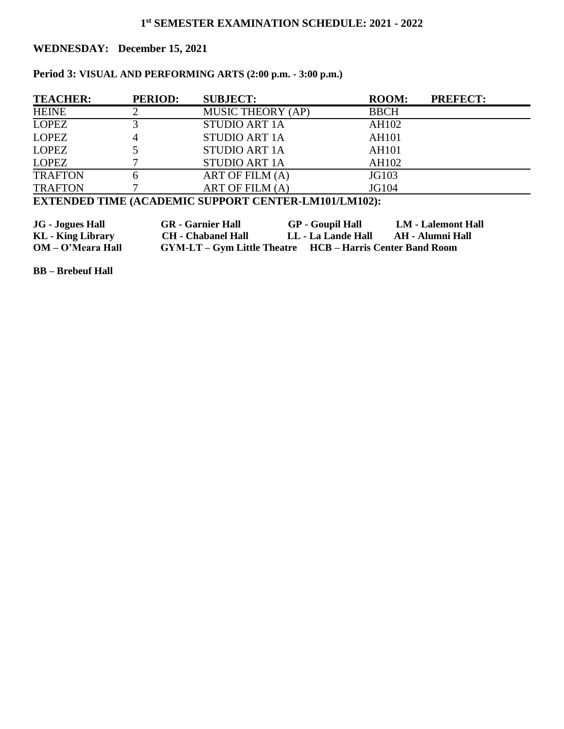# 1st SEMESTER EXAMINATION SCHEDULE: 2021 - 2022

## WEDNESDAY: December 15, 2021

### Period 3: VISUAL AND PERFORMING ARTS (2:00 p.m. - 3:00 p.m.)

| TEACHER: | PERIOD: | SUBJECT: | ROOM: | PREFECT: |
|---|---|---|---|---|
| HEINE | 2 | MUSIC THEORY (AP) | BBCH | |
| LOPEZ | 3 | STUDIO ART 1A | AH102 | |
| LOPEZ | 4 | STUDIO ART 1A | AH101 | |
| LOPEZ | 5 | STUDIO ART 1A | AH101 | |
| LOPEZ | 7 | STUDIO ART 1A | AH102 | |
| TRAFTON | 6 | ART OF FILM (A) | JG103 | |
| TRAFTON | 7 | ART OF FILM (A) | JG104 | |

**EXTENDED TIME (ACADEMIC SUPPORT CENTER-LM101/LM102):**

**JG - Jogues Hall** **GR - Garnier Hall** **GP - Goupil Hall** **LM - Lalemont Hall**
**KL - King Library** **CH - Chabanel Hall** **LL - La Lande Hall** **AH - Alumni Hall**
**OM – O'Meara Hall** **GYM-LT – Gym Little Theatre** **HCB – Harris Center Band Room**

**BB – Brebeuf Hall**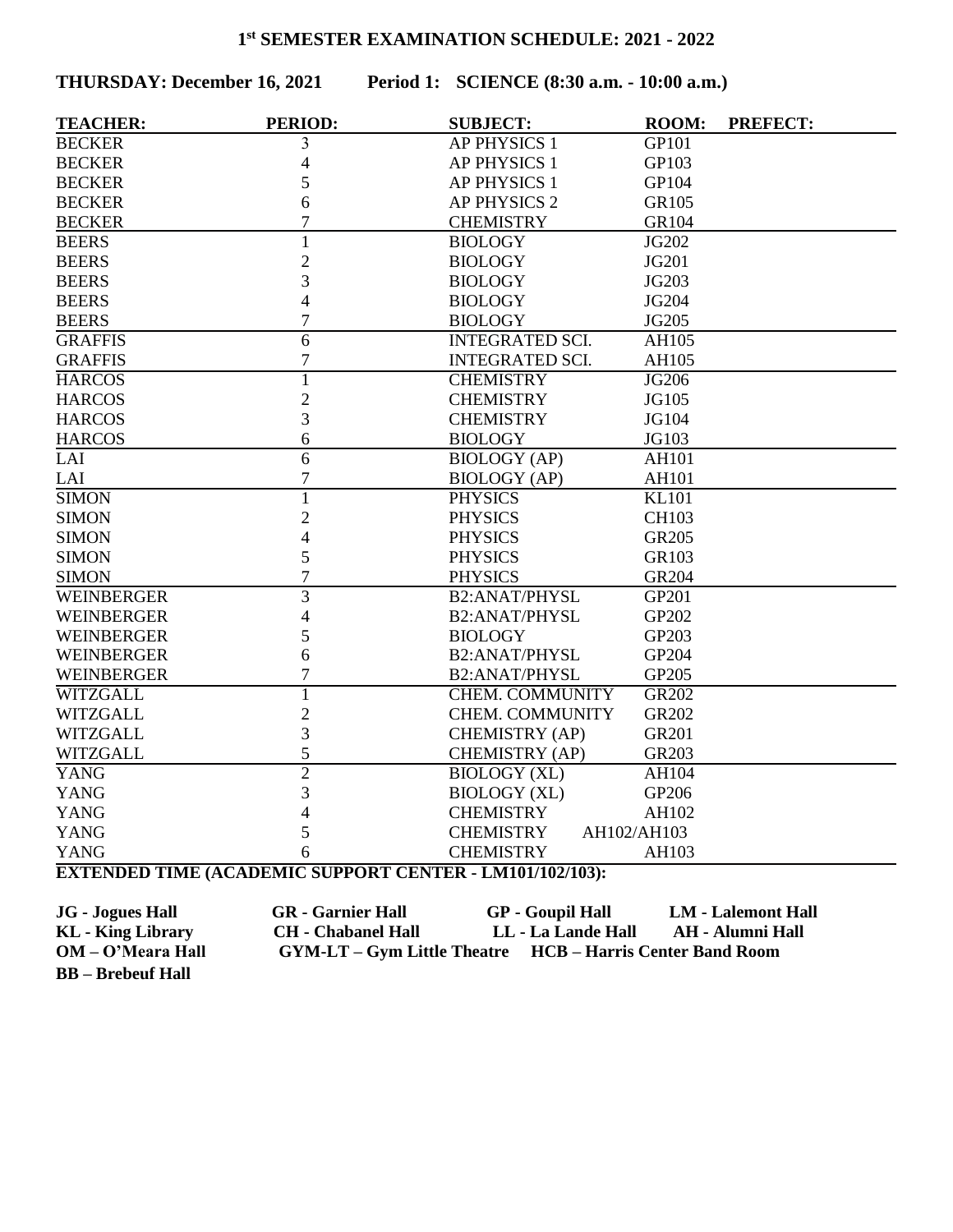## 1st SEMESTER EXAMINATION SCHEDULE: 2021 - 2022

**THURSDAY: December 16, 2021 Period 1: SCIENCE (8:30 a.m. - 10:00 a.m.)**

| TEACHER: | PERIOD: | SUBJECT: | ROOM: | PREFECT: |
|---|---|---|---|---|
| BECKER | 3 | AP PHYSICS 1 | GP101 | |
| BECKER | 4 | AP PHYSICS 1 | GP103 | |
| BECKER | 5 | AP PHYSICS 1 | GP104 | |
| BECKER | 6 | AP PHYSICS 2 | GR105 | |
| BECKER | 7 | CHEMISTRY | GR104 | |
| BEERS | 1 | BIOLOGY | JG202 | |
| BEERS | 2 | BIOLOGY | JG201 | |
| BEERS | 3 | BIOLOGY | JG203 | |
| BEERS | 4 | BIOLOGY | JG204 | |
| BEERS | 7 | BIOLOGY | JG205 | |
| GRAFFIS | 6 | INTEGRATED SCI. | AH105 | |
| GRAFFIS | 7 | INTEGRATED SCI. | AH105 | |
| HARCOS | 1 | CHEMISTRY | JG206 | |
| HARCOS | 2 | CHEMISTRY | JG105 | |
| HARCOS | 3 | CHEMISTRY | JG104 | |
| HARCOS | 6 | BIOLOGY | JG103 | |
| LAI | 6 | BIOLOGY (AP) | AH101 | |
| LAI | 7 | BIOLOGY (AP) | AH101 | |
| SIMON | 1 | PHYSICS | KL101 | |
| SIMON | 2 | PHYSICS | CH103 | |
| SIMON | 4 | PHYSICS | GR205 | |
| SIMON | 5 | PHYSICS | GR103 | |
| SIMON | 7 | PHYSICS | GR204 | |
| WEINBERGER | 3 | B2:ANAT/PHYSL | GP201 | |
| WEINBERGER | 4 | B2:ANAT/PHYSL | GP202 | |
| WEINBERGER | 5 | BIOLOGY | GP203 | |
| WEINBERGER | 6 | B2:ANAT/PHYSL | GP204 | |
| WEINBERGER | 7 | B2:ANAT/PHYSL | GP205 | |
| WITZGALL | 1 | CHEM. COMMUNITY | GR202 | |
| WITZGALL | 2 | CHEM. COMMUNITY | GR202 | |
| WITZGALL | 3 | CHEMISTRY (AP) | GR201 | |
| WITZGALL | 5 | CHEMISTRY (AP) | GR203 | |
| YANG | 2 | BIOLOGY (XL) | AH104 | |
| YANG | 3 | BIOLOGY (XL) | GP206 | |
| YANG | 4 | CHEMISTRY | AH102 | |
| YANG | 5 | CHEMISTRY | AH102/AH103 | |
| YANG | 6 | CHEMISTRY | AH103 | |

**EXTENDED TIME (ACADEMIC SUPPORT CENTER - LM101/102/103):**

**JG - Jogues Hall** **GR - Garnier Hall** **GP - Goupil Hall** **LM - Lalemont Hall**
**KL - King Library** **CH - Chabanel Hall** **LL - La Lande Hall** **AH - Alumni Hall**
**OM – O'Meara Hall** **GYM-LT – Gym Little Theatre** **HCB – Harris Center Band Room**
**BB – Brebeuf Hall**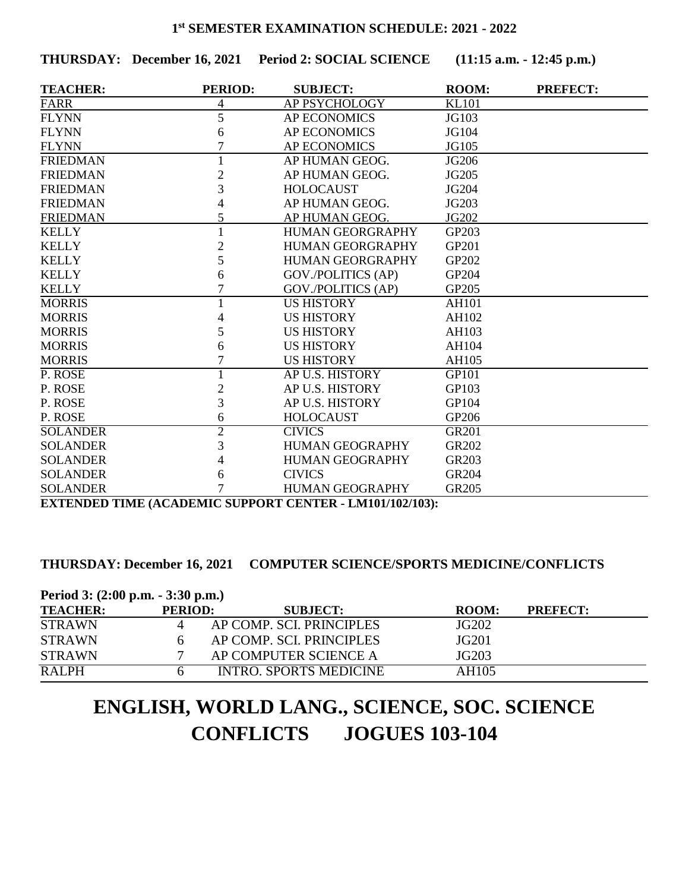## 1st SEMESTER EXAMINATION SCHEDULE: 2021 - 2022

**THURSDAY: December 16, 2021 Period 2: SOCIAL SCIENCE (11:15 a.m. - 12:45 p.m.)**

| TEACHER: | PERIOD: | SUBJECT: | ROOM: | PREFECT: |
|---|---|---|---|---|
| FARR | 4 | AP PSYCHOLOGY | KL101 | |
| FLYNN | 5 | AP ECONOMICS | JG103 | |
| FLYNN | 6 | AP ECONOMICS | JG104 | |
| FLYNN | 7 | AP ECONOMICS | JG105 | |
| FRIEDMAN | 1 | AP HUMAN GEOG. | JG206 | |
| FRIEDMAN | 2 | AP HUMAN GEOG. | JG205 | |
| FRIEDMAN | 3 | HOLOCAUST | JG204 | |
| FRIEDMAN | 4 | AP HUMAN GEOG. | JG203 | |
| FRIEDMAN | 5 | AP HUMAN GEOG. | JG202 | |
| KELLY | 1 | HUMAN GEORGRAPHY | GP203 | |
| KELLY | 2 | HUMAN GEORGRAPHY | GP201 | |
| KELLY | 5 | HUMAN GEORGRAPHY | GP202 | |
| KELLY | 6 | GOV./POLITICS (AP) | GP204 | |
| KELLY | 7 | GOV./POLITICS (AP) | GP205 | |
| MORRIS | 1 | US HISTORY | AH101 | |
| MORRIS | 4 | US HISTORY | AH102 | |
| MORRIS | 5 | US HISTORY | AH103 | |
| MORRIS | 6 | US HISTORY | AH104 | |
| MORRIS | 7 | US HISTORY | AH105 | |
| P. ROSE | 1 | AP U.S. HISTORY | GP101 | |
| P. ROSE | 2 | AP U.S. HISTORY | GP103 | |
| P. ROSE | 3 | AP U.S. HISTORY | GP104 | |
| P. ROSE | 6 | HOLOCAUST | GP206 | |
| SOLANDER | 2 | CIVICS | GR201 | |
| SOLANDER | 3 | HUMAN GEOGRAPHY | GR202 | |
| SOLANDER | 4 | HUMAN GEOGRAPHY | GR203 | |
| SOLANDER | 6 | CIVICS | GR204 | |
| SOLANDER | 7 | HUMAN GEOGRAPHY | GR205 | |

**EXTENDED TIME (ACADEMIC SUPPORT CENTER - LM101/102/103):**

**THURSDAY: December 16, 2021 COMPUTER SCIENCE/SPORTS MEDICINE/CONFLICTS**

**Period 3: (2:00 p.m. - 3:30 p.m.)**

| TEACHER: | PERIOD: | SUBJECT: | ROOM: | PREFECT: |
|---|---|---|---|---|
| STRAWN | 4 | AP COMP. SCI. PRINCIPLES | JG202 | |
| STRAWN | 6 | AP COMP. SCI. PRINCIPLES | JG201 | |
| STRAWN | 7 | AP COMPUTER SCIENCE A | JG203 | |
| RALPH | 6 | INTRO. SPORTS MEDICINE | AH105 | |

# ENGLISH, WORLD LANG., SCIENCE, SOC. SCIENCE CONFLICTS JOGUES 103-104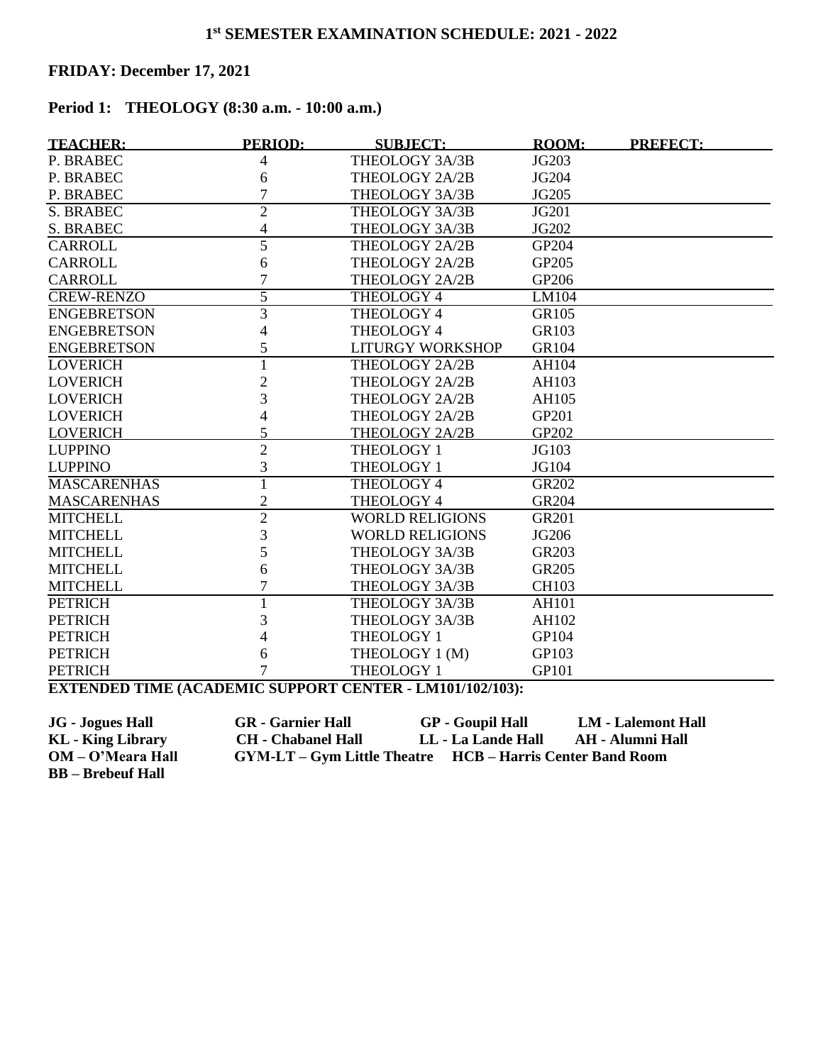# 1st SEMESTER EXAMINATION SCHEDULE: 2021 - 2022

## FRIDAY: December 17, 2021

### Period 1: THEOLOGY (8:30 a.m. - 10:00 a.m.)

| TEACHER: | PERIOD: | SUBJECT: | ROOM: | PREFECT: |
|---|---|---|---|---|
| P. BRABEC | 4 | THEOLOGY 3A/3B | JG203 | |
| P. BRABEC | 6 | THEOLOGY 2A/2B | JG204 | |
| P. BRABEC | 7 | THEOLOGY 3A/3B | JG205 | |
| S. BRABEC | 2 | THEOLOGY 3A/3B | JG201 | |
| S. BRABEC | 4 | THEOLOGY 3A/3B | JG202 | |
| CARROLL | 5 | THEOLOGY 2A/2B | GP204 | |
| CARROLL | 6 | THEOLOGY 2A/2B | GP205 | |
| CARROLL | 7 | THEOLOGY 2A/2B | GP206 | |
| CREW-RENZO | 5 | THEOLOGY 4 | LM104 | |
| ENGEBRETSON | 3 | THEOLOGY 4 | GR105 | |
| ENGEBRETSON | 4 | THEOLOGY 4 | GR103 | |
| ENGEBRETSON | 5 | LITURGY WORKSHOP | GR104 | |
| LOVERICH | 1 | THEOLOGY 2A/2B | AH104 | |
| LOVERICH | 2 | THEOLOGY 2A/2B | AH103 | |
| LOVERICH | 3 | THEOLOGY 2A/2B | AH105 | |
| LOVERICH | 4 | THEOLOGY 2A/2B | GP201 | |
| LOVERICH | 5 | THEOLOGY 2A/2B | GP202 | |
| LUPPINO | 2 | THEOLOGY 1 | JG103 | |
| LUPPINO | 3 | THEOLOGY 1 | JG104 | |
| MASCARENHAS | 1 | THEOLOGY 4 | GR202 | |
| MASCARENHAS | 2 | THEOLOGY 4 | GR204 | |
| MITCHELL | 2 | WORLD RELIGIONS | GR201 | |
| MITCHELL | 3 | WORLD RELIGIONS | JG206 | |
| MITCHELL | 5 | THEOLOGY 3A/3B | GR203 | |
| MITCHELL | 6 | THEOLOGY 3A/3B | GR205 | |
| MITCHELL | 7 | THEOLOGY 3A/3B | CH103 | |
| PETRICH | 1 | THEOLOGY 3A/3B | AH101 | |
| PETRICH | 3 | THEOLOGY 3A/3B | AH102 | |
| PETRICH | 4 | THEOLOGY 1 | GP104 | |
| PETRICH | 6 | THEOLOGY 1 (M) | GP103 | |
| PETRICH | 7 | THEOLOGY 1 | GP101 | |

**EXTENDED TIME (ACADEMIC SUPPORT CENTER - LM101/102/103):**

**JG - Jogues Hall** **GR - Garnier Hall** **GP - Goupil Hall** **LM - Lalemont Hall**
**KL - King Library** **CH - Chabanel Hall** **LL - La Lande Hall** **AH - Alumni Hall**
**OM – O'Meara Hall** **GYM-LT – Gym Little Theatre** **HCB – Harris Center Band Room**
**BB – Brebeuf Hall**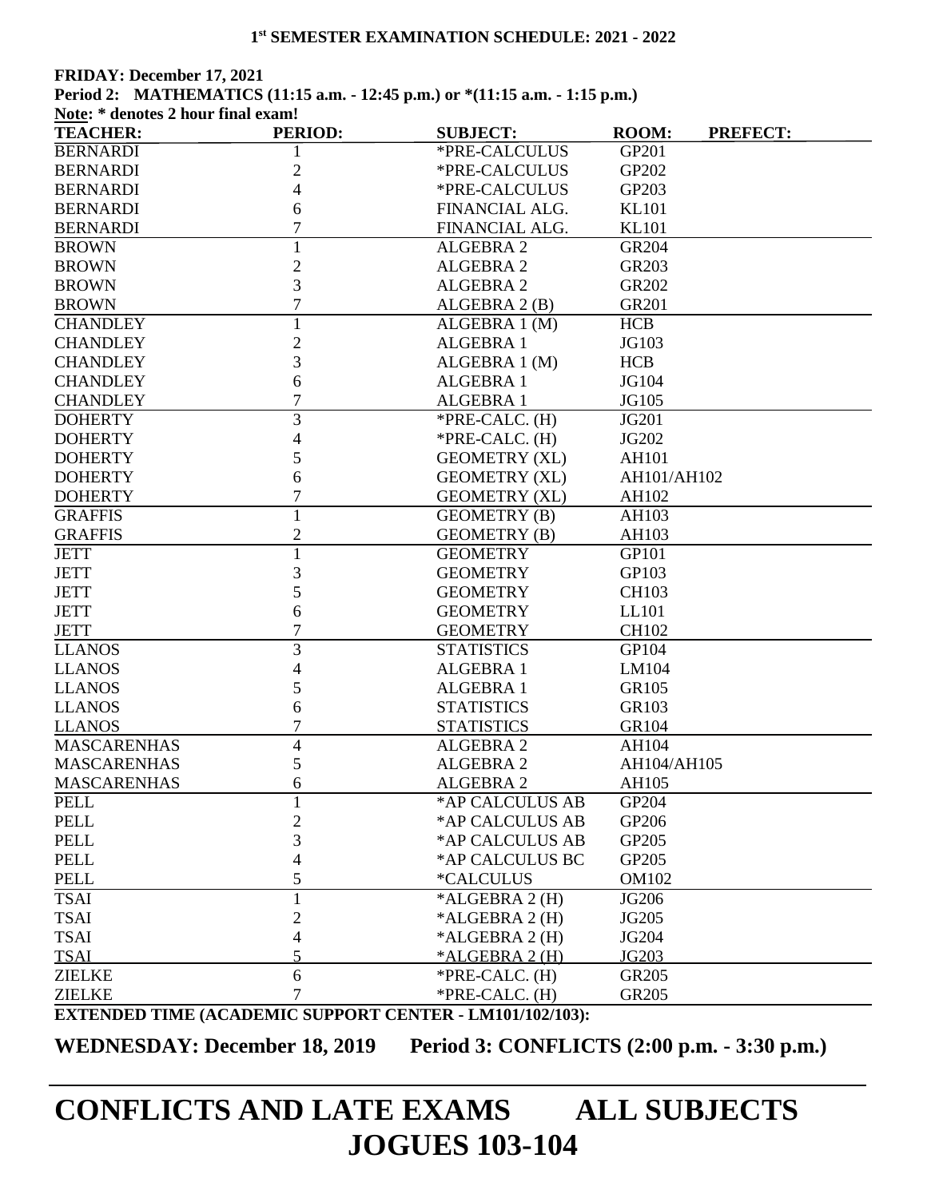**1st SEMESTER EXAMINATION SCHEDULE: 2021 - 2022**

**FRIDAY: December 17, 2021**

**Period 2: MATHEMATICS (11:15 a.m. - 12:45 p.m.) or *(11:15 a.m. - 1:15 p.m.)**

**Note: * denotes 2 hour final exam!**

| TEACHER: | PERIOD: | SUBJECT: | ROOM: | PREFECT: |
|---|---|---|---|---|
| BERNARDI | 1 | *PRE-CALCULUS | GP201 | |
| BERNARDI | 2 | *PRE-CALCULUS | GP202 | |
| BERNARDI | 4 | *PRE-CALCULUS | GP203 | |
| BERNARDI | 6 | FINANCIAL ALG. | KL101 | |
| BERNARDI | 7 | FINANCIAL ALG. | KL101 | |
| BROWN | 1 | ALGEBRA 2 | GR204 | |
| BROWN | 2 | ALGEBRA 2 | GR203 | |
| BROWN | 3 | ALGEBRA 2 | GR202 | |
| BROWN | 7 | ALGEBRA 2 (B) | GR201 | |
| CHANDLEY | 1 | ALGEBRA 1 (M) | HCB | |
| CHANDLEY | 2 | ALGEBRA 1 | JG103 | |
| CHANDLEY | 3 | ALGEBRA 1 (M) | HCB | |
| CHANDLEY | 6 | ALGEBRA 1 | JG104 | |
| CHANDLEY | 7 | ALGEBRA 1 | JG105 | |
| DOHERTY | 3 | *PRE-CALC. (H) | JG201 | |
| DOHERTY | 4 | *PRE-CALC. (H) | JG202 | |
| DOHERTY | 5 | GEOMETRY (XL) | AH101 | |
| DOHERTY | 6 | GEOMETRY (XL) | AH101/AH102 | |
| DOHERTY | 7 | GEOMETRY (XL) | AH102 | |
| GRAFFIS | 1 | GEOMETRY (B) | AH103 | |
| GRAFFIS | 2 | GEOMETRY (B) | AH103 | |
| JETT | 1 | GEOMETRY | GP101 | |
| JETT | 3 | GEOMETRY | GP103 | |
| JETT | 5 | GEOMETRY | CH103 | |
| JETT | 6 | GEOMETRY | LL101 | |
| JETT | 7 | GEOMETRY | CH102 | |
| LLANOS | 3 | STATISTICS | GP104 | |
| LLANOS | 4 | ALGEBRA 1 | LM104 | |
| LLANOS | 5 | ALGEBRA 1 | GR105 | |
| LLANOS | 6 | STATISTICS | GR103 | |
| LLANOS | 7 | STATISTICS | GR104 | |
| MASCARENHAS | 4 | ALGEBRA 2 | AH104 | |
| MASCARENHAS | 5 | ALGEBRA 2 | AH104/AH105 | |
| MASCARENHAS | 6 | ALGEBRA 2 | AH105 | |
| PELL | 1 | *AP CALCULUS AB | GP204 | |
| PELL | 2 | *AP CALCULUS AB | GP206 | |
| PELL | 3 | *AP CALCULUS AB | GP205 | |
| PELL | 4 | *AP CALCULUS BC | GP205 | |
| PELL | 5 | *CALCULUS | OM102 | |
| TSAI | 1 | *ALGEBRA 2 (H) | JG206 | |
| TSAI | 2 | *ALGEBRA 2 (H) | JG205 | |
| TSAI | 4 | *ALGEBRA 2 (H) | JG204 | |
| TSAI | 5 | *ALGEBRA 2 (H) | JG203 | |
| ZIELKE | 6 | *PRE-CALC. (H) | GR205 | |
| ZIELKE | 7 | *PRE-CALC. (H) | GR205 | |

**EXTENDED TIME (ACADEMIC SUPPORT CENTER - LM101/102/103):**

**WEDNESDAY: December 18, 2019 Period 3: CONFLICTS (2:00 p.m. - 3:30 p.m.)**

# CONFLICTS AND LATE EXAMS ALL SUBJECTS JOGUES 103-104